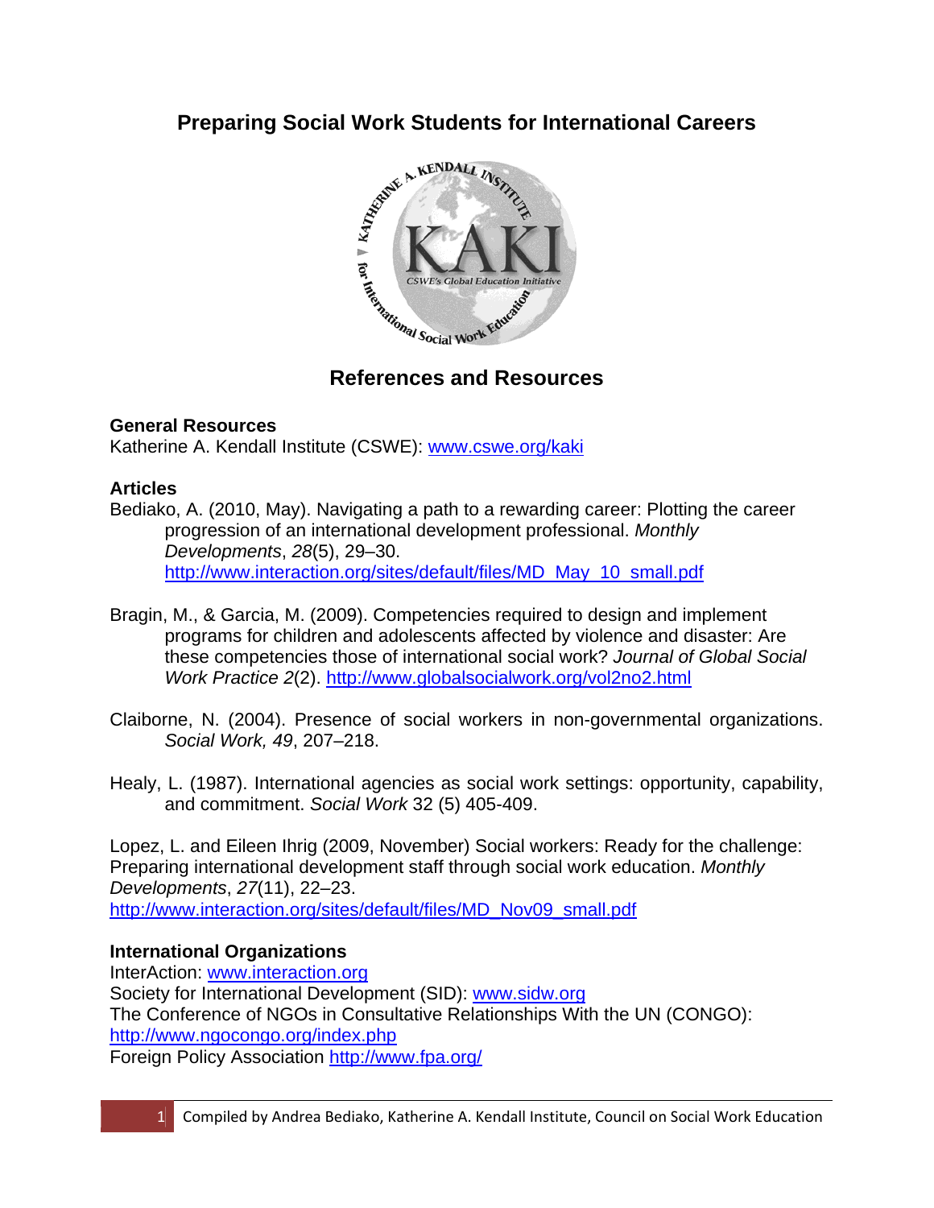# Preparing Social Work Students for International Careers

## References and Resources

### General Resources

Katherine A. Kendall Institute (CSWE): www.cswe.org/kaki

### Articles

Bediako, A. (2010, May). Navigating a path to a rewarding career: Plotting the career progression of an international development professional. *Monthly Developments*, *28*(5), 29–30. http://www.interaction.org/sites/default/files/MD_May_10_small.pdf

Bragin, M., & Garcia, M. (2009). Competencies required to design and implement programs for children and adolescents affected by violence and disaster: Are these competencies those of international social work? *Journal of Global Social Work Practice 2*(2). http://www.globalsocialwork.org/vol2no2.html

Claiborne, N. (2004). Presence of social workers in non-governmental organizations. *Social Work, 49*, 207–218.

Healy, L. (1987). International agencies as social work settings: opportunity, capability, and commitment. *Social Work* 32 (5) 405-409.

Lopez, L. and Eileen Ihrig (2009, November) Social workers: Ready for the challenge: Preparing international development staff through social work education. *Monthly Developments*, *27*(11), 22–23. http://www.interaction.org/sites/default/files/MD_Nov09_small.pdf

### International Organizations

InterAction: www.interaction.org
Society for International Development (SID): www.sidw.org
The Conference of NGOs in Consultative Relationships With the UN (CONGO): http://www.ngocongo.org/index.php
Foreign Policy Association http://www.fpa.org/

Compiled by Andrea Bediako, Katherine A. Kendall Institute, Council on Social Work Education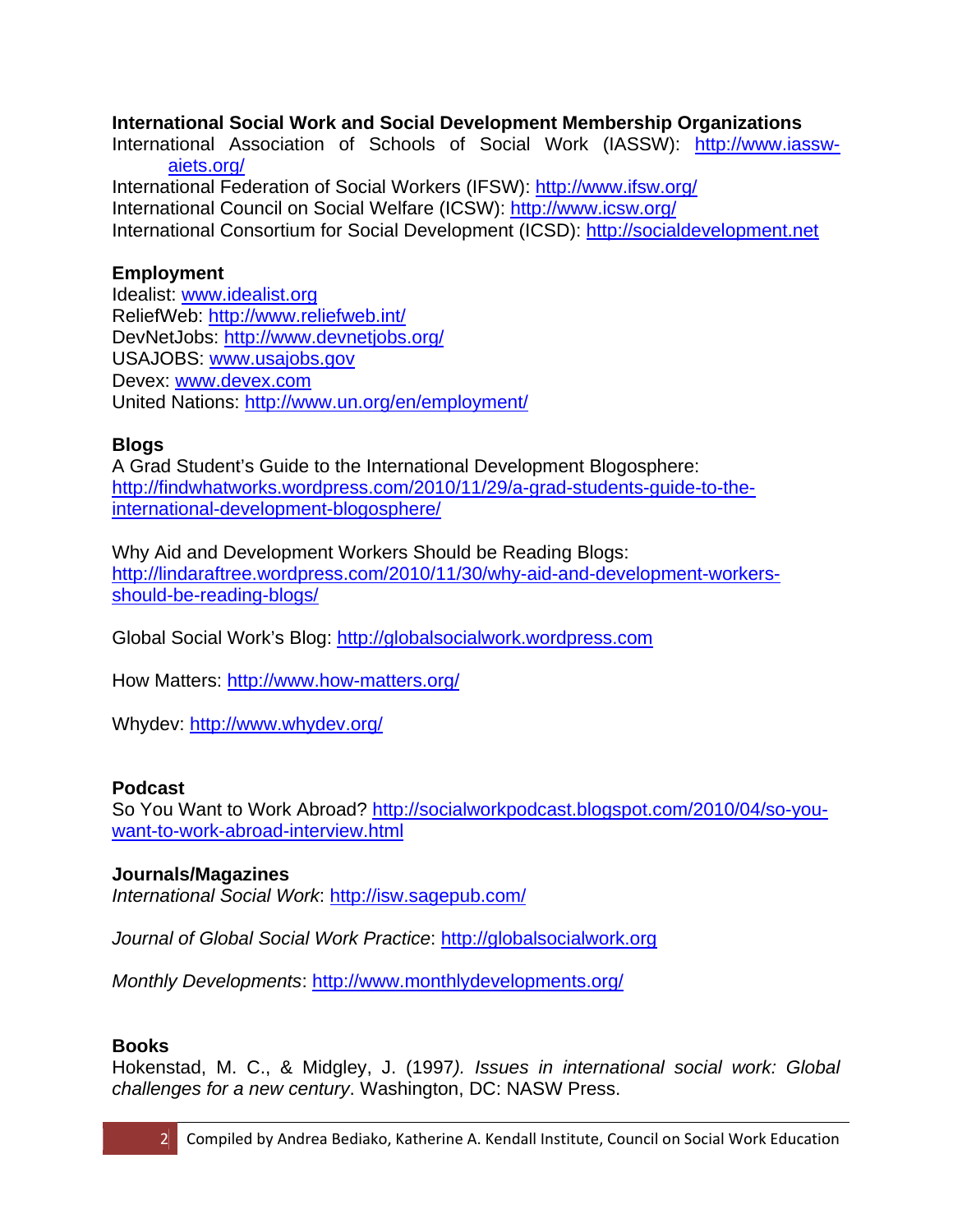**International Social Work and Social Development Membership Organizations**

International Association of Schools of Social Work (IASSW): http://www.iassw-aiets.org/
International Federation of Social Workers (IFSW): http://www.ifsw.org/
International Council on Social Welfare (ICSW): http://www.icsw.org/
International Consortium for Social Development (ICSD): http://socialdevelopment.net

**Employment**

Idealist: www.idealist.org
ReliefWeb: http://www.reliefweb.int/
DevNetJobs: http://www.devnetjobs.org/
USAJOBS: www.usajobs.gov
Devex: www.devex.com
United Nations: http://www.un.org/en/employment/

**Blogs**

A Grad Student's Guide to the International Development Blogosphere: http://findwhatworks.wordpress.com/2010/11/29/a-grad-students-guide-to-the-international-development-blogosphere/

Why Aid and Development Workers Should be Reading Blogs: http://lindaraftree.wordpress.com/2010/11/30/why-aid-and-development-workers-should-be-reading-blogs/

Global Social Work's Blog: http://globalsocialwork.wordpress.com

How Matters: http://www.how-matters.org/

Whydev: http://www.whydev.org/

**Podcast**

So You Want to Work Abroad? http://socialworkpodcast.blogspot.com/2010/04/so-you-want-to-work-abroad-interview.html

**Journals/Magazines**

*International Social Work*: http://isw.sagepub.com/

*Journal of Global Social Work Practice*: http://globalsocialwork.org

*Monthly Developments*: http://www.monthlydevelopments.org/

**Books**

Hokenstad, M. C., & Midgley, J. (1997). *Issues in international social work: Global challenges for a new century*. Washington, DC: NASW Press.

Compiled by Andrea Bediako, Katherine A. Kendall Institute, Council on Social Work Education